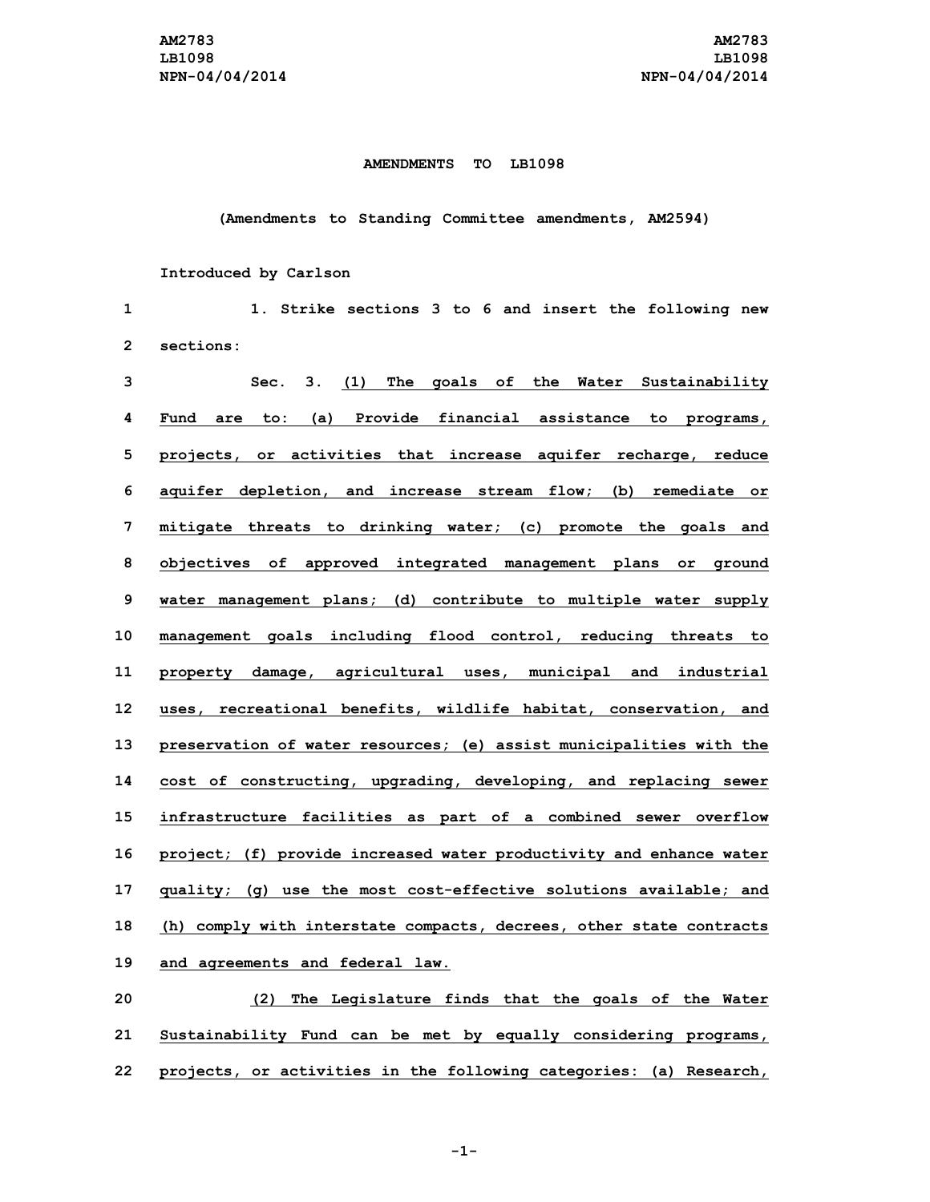**AMENDMENTS TO LB1098**

**(Amendments to Standing Committee amendments, AM2594)**

Introduced by Carlson

1. Strike sections 3 to 6 and insert the following new sections:

Sec. 3. (1) The goals of the Water Sustainability Fund are to: (a) Provide financial assistance to programs, projects, or activities that increase aquifer recharge, reduce aquifer depletion, and increase stream flow; (b) remediate or mitigate threats to drinking water; (c) promote the goals and objectives of approved integrated management plans or ground water management plans; (d) contribute to multiple water supply management goals including flood control, reducing threats to property damage, agricultural uses, municipal and industrial uses, recreational benefits, wildlife habitat, conservation, and preservation of water resources; (e) assist municipalities with the cost of constructing, upgrading, developing, and replacing sewer infrastructure facilities as part of a combined sewer overflow project; (f) provide increased water productivity and enhance water quality; (g) use the most cost-effective solutions available; and (h) comply with interstate compacts, decrees, other state contracts and agreements and federal law.

(2) The Legislature finds that the goals of the Water Sustainability Fund can be met by equally considering programs, projects, or activities in the following categories: (a) Research,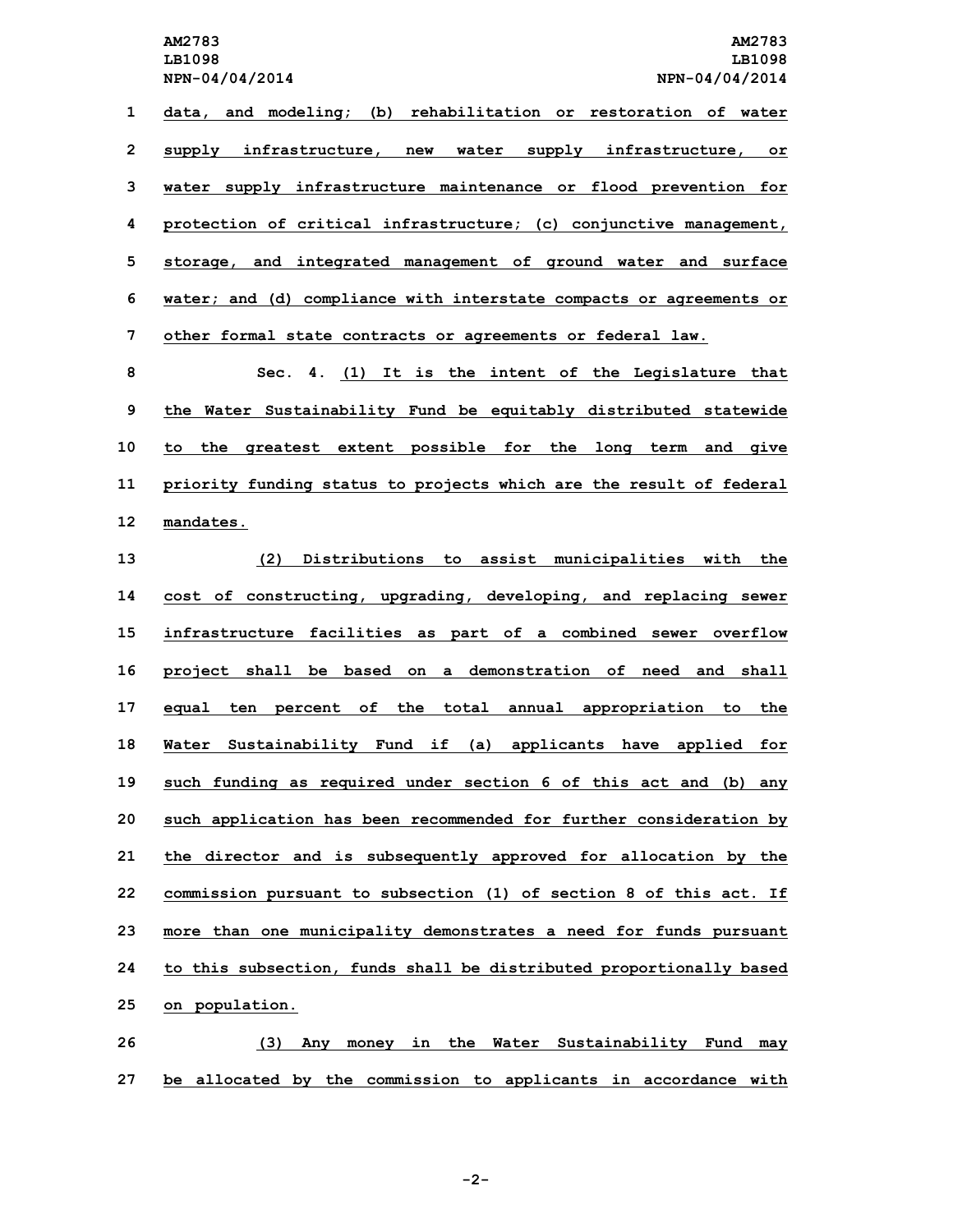data, and modeling; (b) rehabilitation or restoration of water supply infrastructure, new water supply infrastructure, or water supply infrastructure maintenance or flood prevention for protection of critical infrastructure; (c) conjunctive management, storage, and integrated management of ground water and surface water; and (d) compliance with interstate compacts or agreements or other formal state contracts or agreements or federal law.

Sec. 4. (1) It is the intent of the Legislature that the Water Sustainability Fund be equitably distributed statewide to the greatest extent possible for the long term and give priority funding status to projects which are the result of federal mandates.

(2) Distributions to assist municipalities with the cost of constructing, upgrading, developing, and replacing sewer infrastructure facilities as part of a combined sewer overflow project shall be based on a demonstration of need and shall equal ten percent of the total annual appropriation to the Water Sustainability Fund if (a) applicants have applied for such funding as required under section 6 of this act and (b) any such application has been recommended for further consideration by the director and is subsequently approved for allocation by the commission pursuant to subsection (1) of section 8 of this act. If more than one municipality demonstrates a need for funds pursuant to this subsection, funds shall be distributed proportionally based on population.

(3) Any money in the Water Sustainability Fund may be allocated by the commission to applicants in accordance with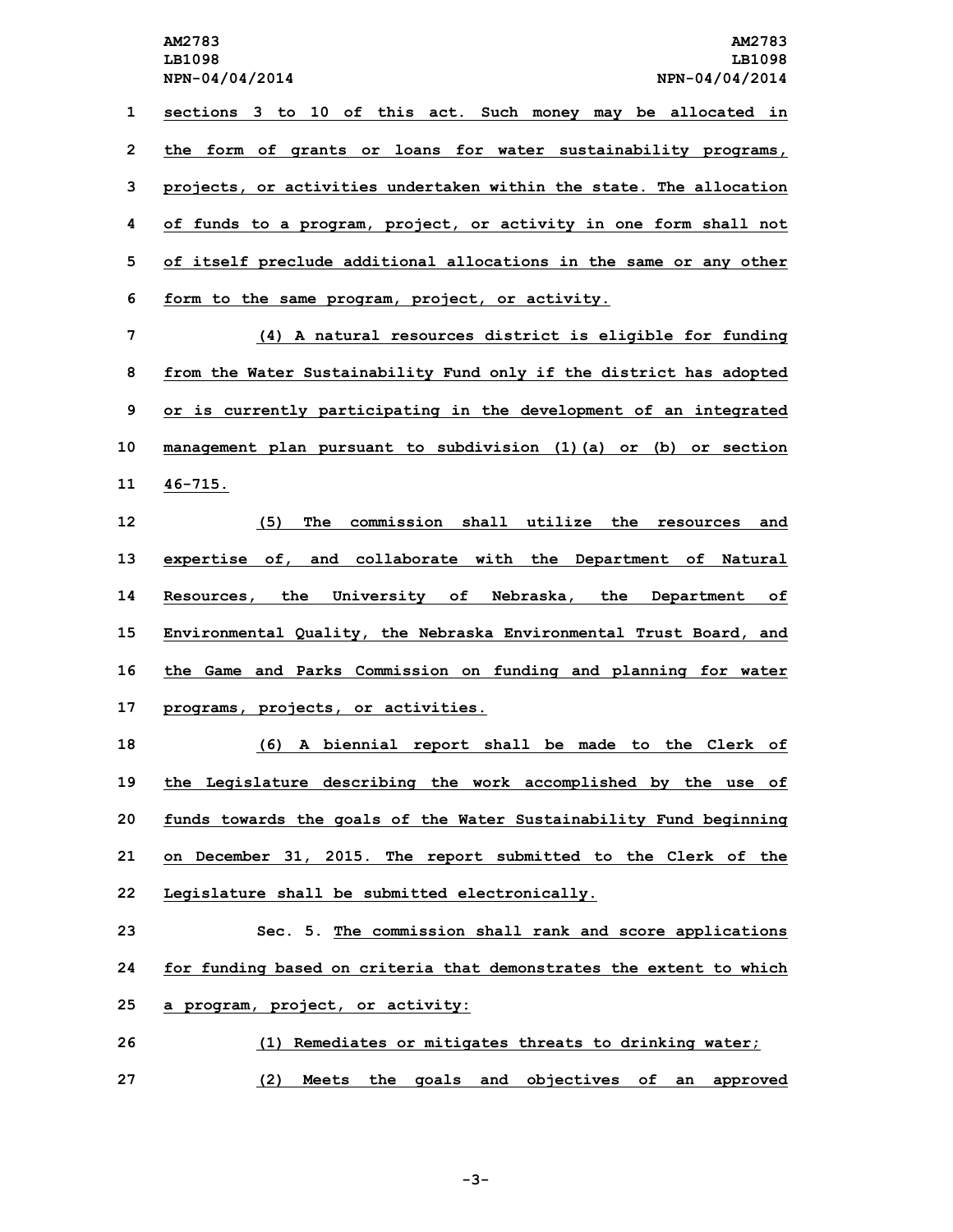sections 3 to 10 of this act. Such money may be allocated in the form of grants or loans for water sustainability programs, projects, or activities undertaken within the state. The allocation of funds to a program, project, or activity in one form shall not of itself preclude additional allocations in the same or any other form to the same program, project, or activity.

(4) A natural resources district is eligible for funding from the Water Sustainability Fund only if the district has adopted or is currently participating in the development of an integrated management plan pursuant to subdivision (1)(a) or (b) or section 46-715.

(5) The commission shall utilize the resources and expertise of, and collaborate with the Department of Natural Resources, the University of Nebraska, the Department of Environmental Quality, the Nebraska Environmental Trust Board, and the Game and Parks Commission on funding and planning for water programs, projects, or activities.

(6) A biennial report shall be made to the Clerk of the Legislature describing the work accomplished by the use of funds towards the goals of the Water Sustainability Fund beginning on December 31, 2015. The report submitted to the Clerk of the Legislature shall be submitted electronically.

Sec. 5. The commission shall rank and score applications for funding based on criteria that demonstrates the extent to which a program, project, or activity:

(1) Remediates or mitigates threats to drinking water;

(2) Meets the goals and objectives of an approved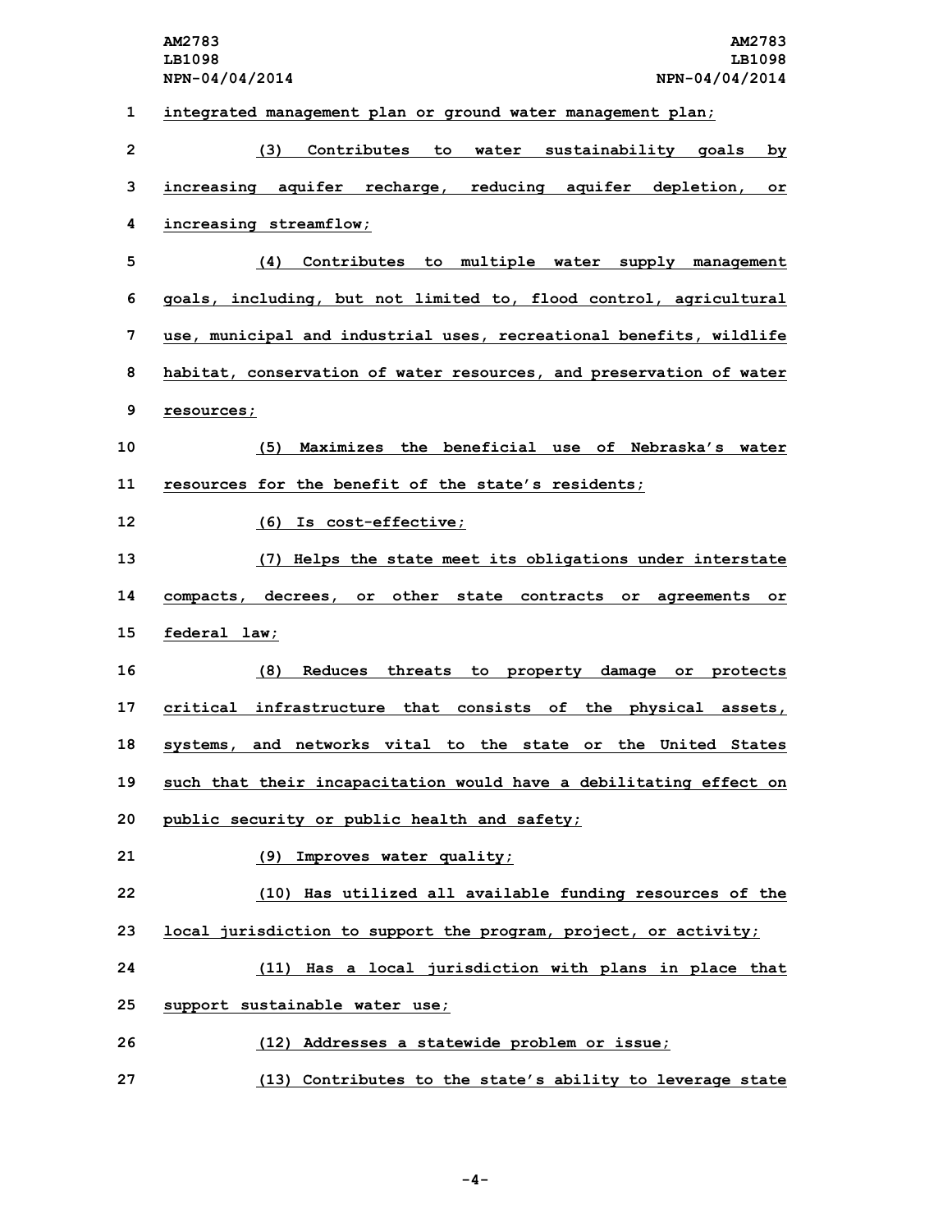integrated management plan or ground water management plan;

(3) Contributes to water sustainability goals by increasing aquifer recharge, reducing aquifer depletion, or increasing streamflow;

(4) Contributes to multiple water supply management goals, including, but not limited to, flood control, agricultural use, municipal and industrial uses, recreational benefits, wildlife habitat, conservation of water resources, and preservation of water resources;

(5) Maximizes the beneficial use of Nebraska's water resources for the benefit of the state's residents;

(6) Is cost-effective;

(7) Helps the state meet its obligations under interstate compacts, decrees, or other state contracts or agreements or federal law;

(8) Reduces threats to property damage or protects critical infrastructure that consists of the physical assets, systems, and networks vital to the state or the United States such that their incapacitation would have a debilitating effect on public security or public health and safety;

(9) Improves water quality;

(10) Has utilized all available funding resources of the local jurisdiction to support the program, project, or activity;

(11) Has a local jurisdiction with plans in place that support sustainable water use;

(12) Addresses a statewide problem or issue;

(13) Contributes to the state's ability to leverage state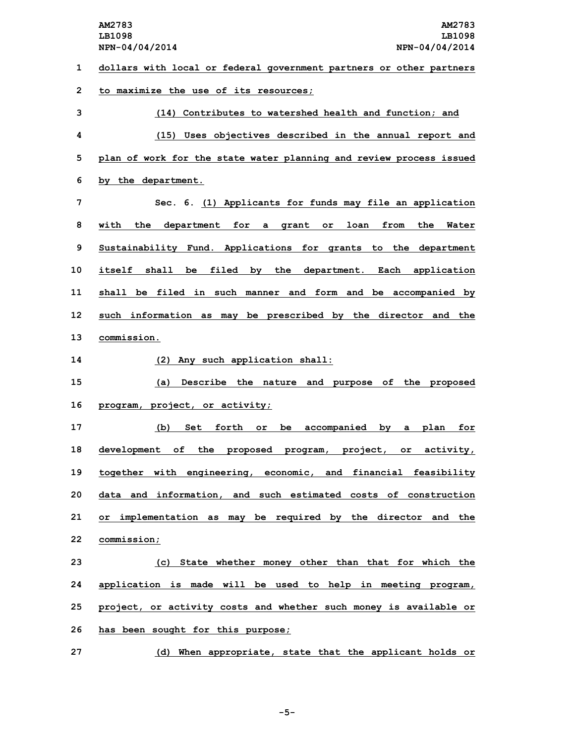dollars with local or federal government partners or other partners to maximize the use of its resources;

(14) Contributes to watershed health and function; and

(15) Uses objectives described in the annual report and plan of work for the state water planning and review process issued by the department.

Sec. 6. (1) Applicants for funds may file an application with the department for a grant or loan from the Water Sustainability Fund. Applications for grants to the department itself shall be filed by the department. Each application shall be filed in such manner and form and be accompanied by such information as may be prescribed by the director and the commission.

(2) Any such application shall:

(a) Describe the nature and purpose of the proposed program, project, or activity;

(b) Set forth or be accompanied by a plan for development of the proposed program, project, or activity, together with engineering, economic, and financial feasibility data and information, and such estimated costs of construction or implementation as may be required by the director and the commission;

(c) State whether money other than that for which the application is made will be used to help in meeting program, project, or activity costs and whether such money is available or has been sought for this purpose;

(d) When appropriate, state that the applicant holds or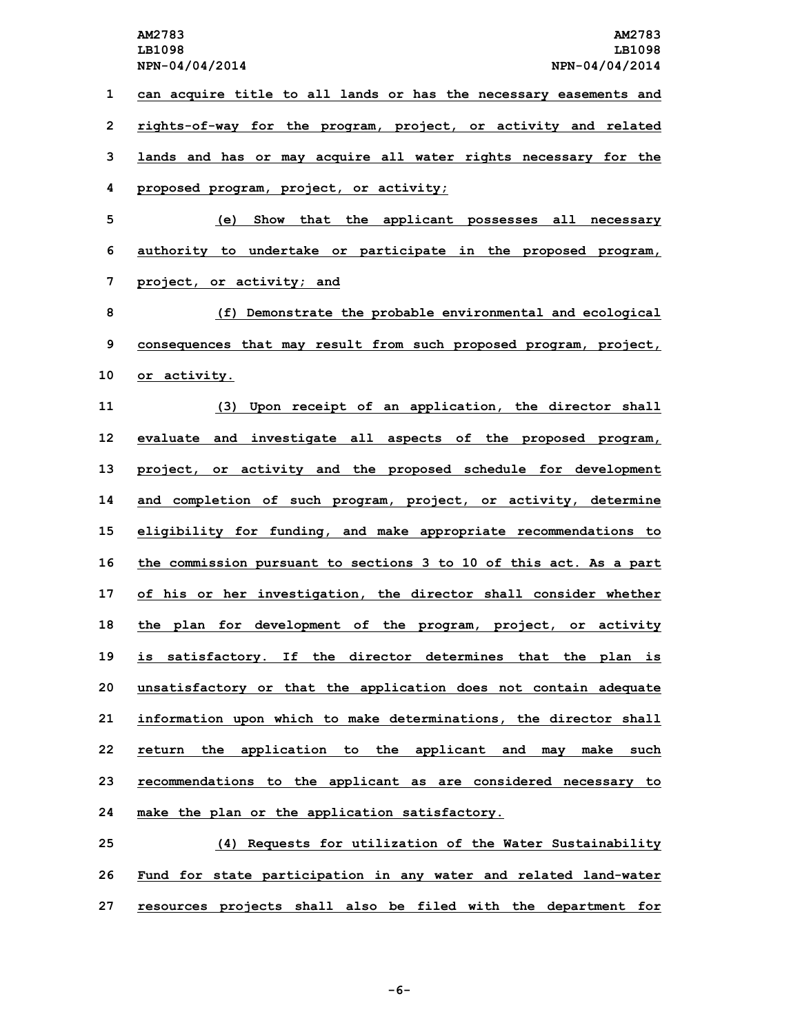can acquire title to all lands or has the necessary easements and rights-of-way for the program, project, or activity and related lands and has or may acquire all water rights necessary for the proposed program, project, or activity;

(e) Show that the applicant possesses all necessary authority to undertake or participate in the proposed program, project, or activity; and

(f) Demonstrate the probable environmental and ecological consequences that may result from such proposed program, project, or activity.

(3) Upon receipt of an application, the director shall evaluate and investigate all aspects of the proposed program, project, or activity and the proposed schedule for development and completion of such program, project, or activity, determine eligibility for funding, and make appropriate recommendations to the commission pursuant to sections 3 to 10 of this act. As a part of his or her investigation, the director shall consider whether the plan for development of the program, project, or activity is satisfactory. If the director determines that the plan is unsatisfactory or that the application does not contain adequate information upon which to make determinations, the director shall return the application to the applicant and may make such recommendations to the applicant as are considered necessary to make the plan or the application satisfactory.

(4) Requests for utilization of the Water Sustainability Fund for state participation in any water and related land-water resources projects shall also be filed with the department for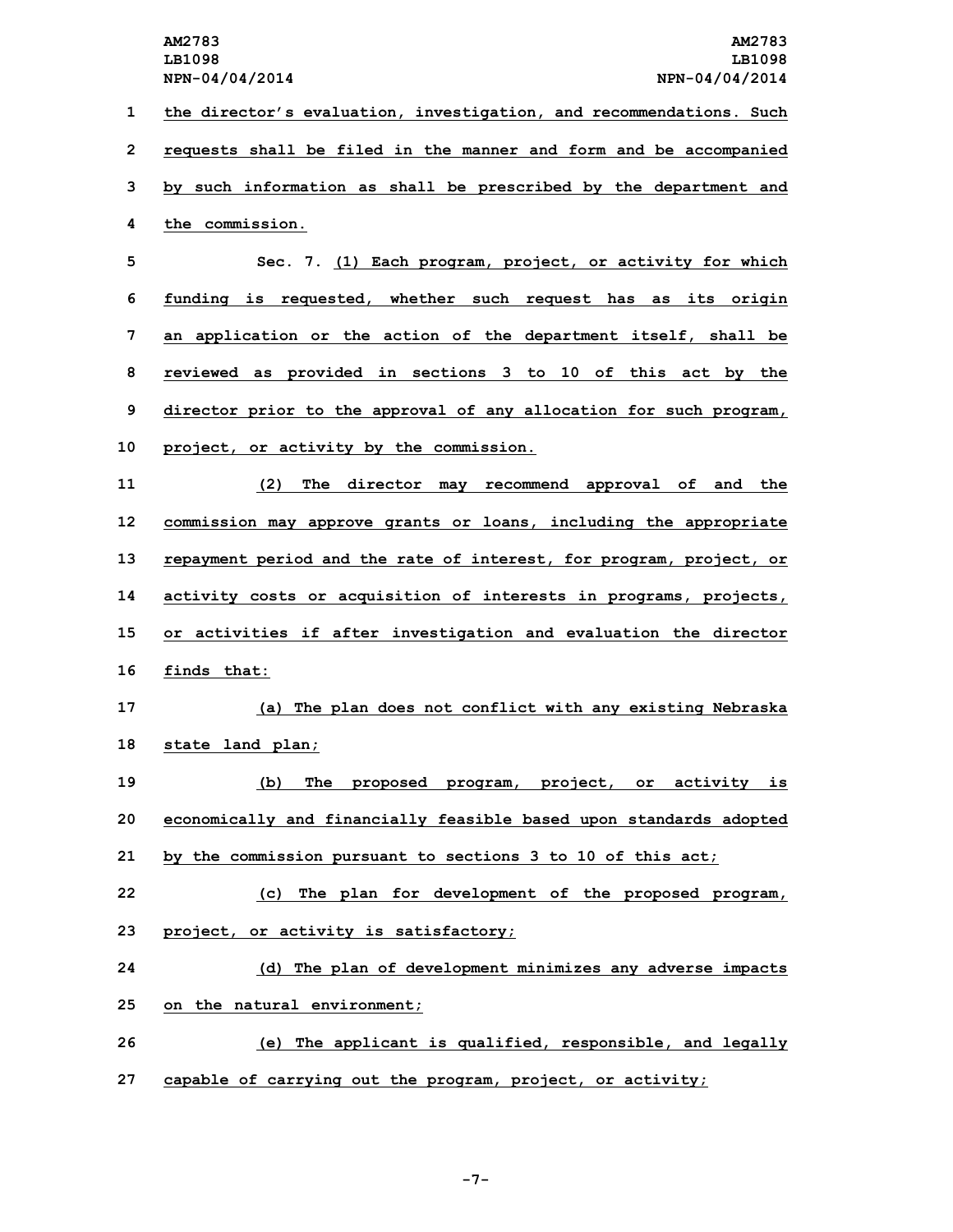the director's evaluation, investigation, and recommendations. Such requests shall be filed in the manner and form and be accompanied by such information as shall be prescribed by the department and the commission.

Sec. 7. (1) Each program, project, or activity for which funding is requested, whether such request has as its origin an application or the action of the department itself, shall be reviewed as provided in sections 3 to 10 of this act by the director prior to the approval of any allocation for such program, project, or activity by the commission.

(2) The director may recommend approval of and the commission may approve grants or loans, including the appropriate repayment period and the rate of interest, for program, project, or activity costs or acquisition of interests in programs, projects, or activities if after investigation and evaluation the director finds that:

(a) The plan does not conflict with any existing Nebraska state land plan;

(b) The proposed program, project, or activity is economically and financially feasible based upon standards adopted by the commission pursuant to sections 3 to 10 of this act;

(c) The plan for development of the proposed program, project, or activity is satisfactory;

(d) The plan of development minimizes any adverse impacts on the natural environment;

(e) The applicant is qualified, responsible, and legally capable of carrying out the program, project, or activity;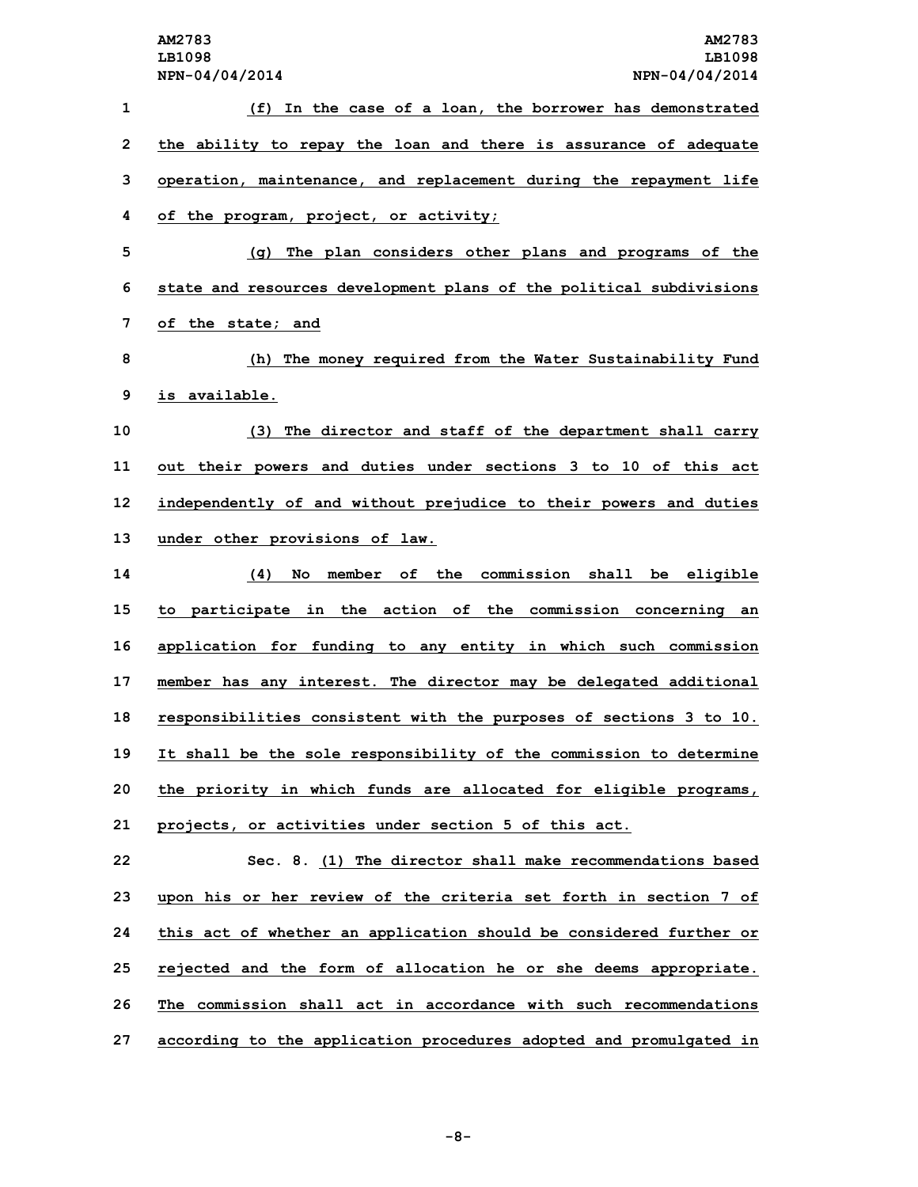(f) In the case of a loan, the borrower has demonstrated the ability to repay the loan and there is assurance of adequate operation, maintenance, and replacement during the repayment life of the program, project, or activity;

(g) The plan considers other plans and programs of the state and resources development plans of the political subdivisions of the state; and

(h) The money required from the Water Sustainability Fund is available.

(3) The director and staff of the department shall carry out their powers and duties under sections 3 to 10 of this act independently of and without prejudice to their powers and duties under other provisions of law.

(4) No member of the commission shall be eligible to participate in the action of the commission concerning an application for funding to any entity in which such commission member has any interest. The director may be delegated additional responsibilities consistent with the purposes of sections 3 to 10. It shall be the sole responsibility of the commission to determine the priority in which funds are allocated for eligible programs, projects, or activities under section 5 of this act.

Sec. 8. (1) The director shall make recommendations based upon his or her review of the criteria set forth in section 7 of this act of whether an application should be considered further or rejected and the form of allocation he or she deems appropriate. The commission shall act in accordance with such recommendations according to the application procedures adopted and promulgated in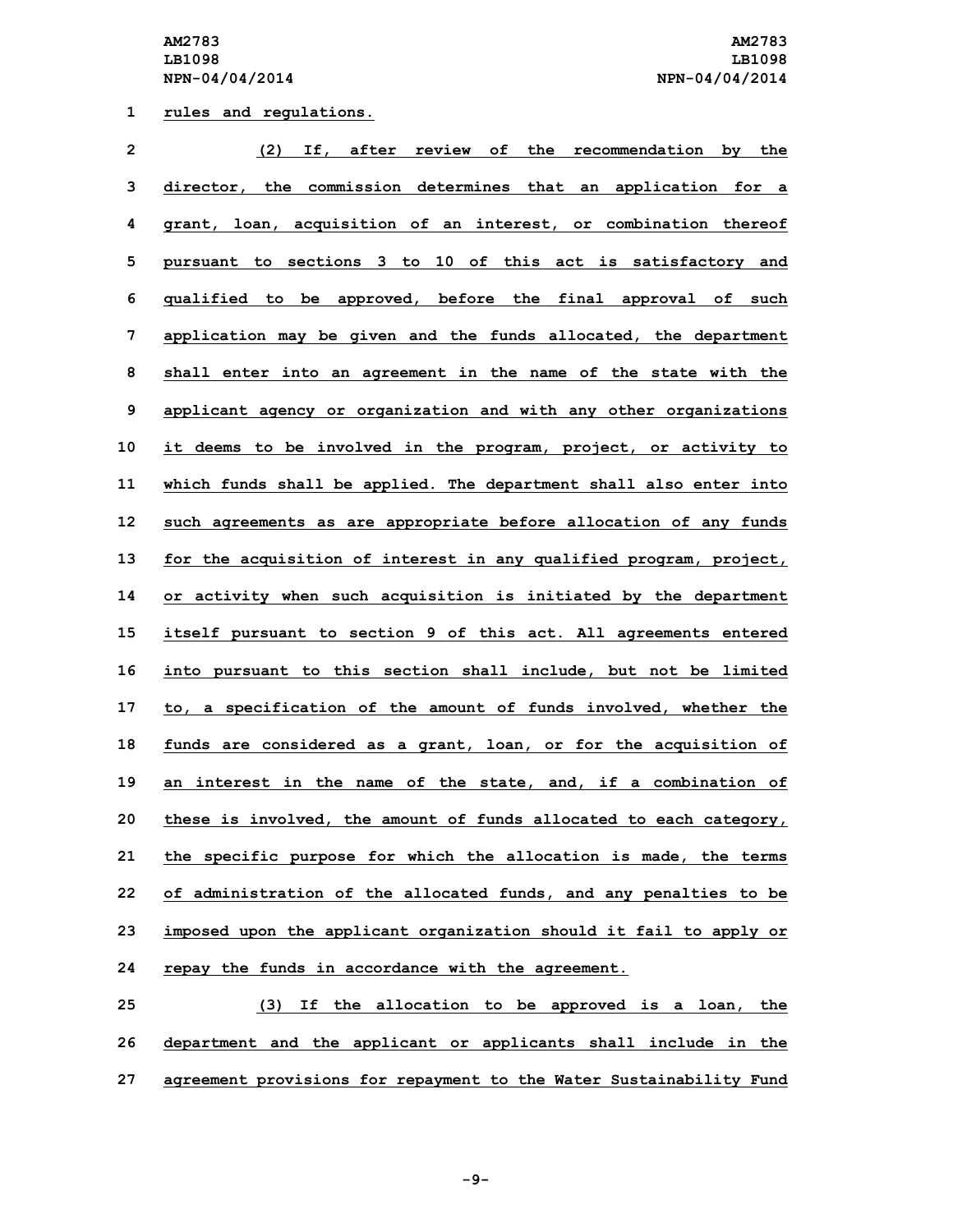rules and regulations.

(2) If, after review of the recommendation by the director, the commission determines that an application for a grant, loan, acquisition of an interest, or combination thereof pursuant to sections 3 to 10 of this act is satisfactory and qualified to be approved, before the final approval of such application may be given and the funds allocated, the department shall enter into an agreement in the name of the state with the applicant agency or organization and with any other organizations it deems to be involved in the program, project, or activity to which funds shall be applied. The department shall also enter into such agreements as are appropriate before allocation of any funds for the acquisition of interest in any qualified program, project, or activity when such acquisition is initiated by the department itself pursuant to section 9 of this act. All agreements entered into pursuant to this section shall include, but not be limited to, a specification of the amount of funds involved, whether the funds are considered as a grant, loan, or for the acquisition of an interest in the name of the state, and, if a combination of these is involved, the amount of funds allocated to each category, the specific purpose for which the allocation is made, the terms of administration of the allocated funds, and any penalties to be imposed upon the applicant organization should it fail to apply or repay the funds in accordance with the agreement.

(3) If the allocation to be approved is a loan, the department and the applicant or applicants shall include in the agreement provisions for repayment to the Water Sustainability Fund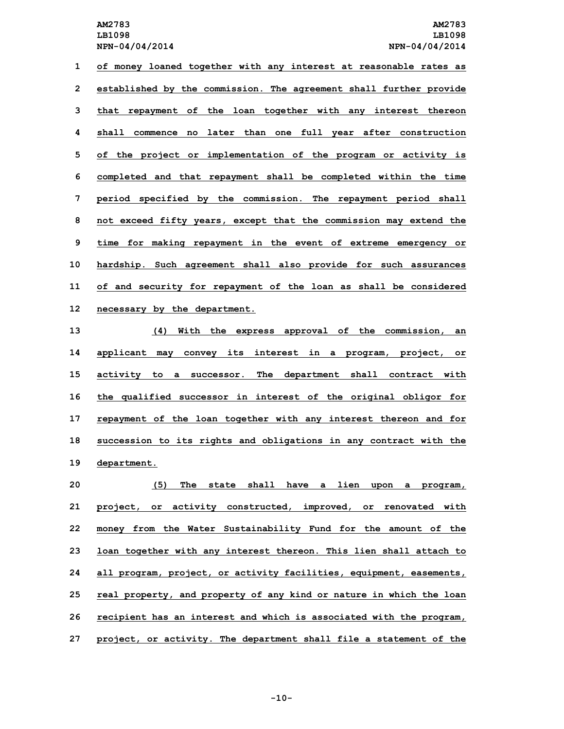of money loaned together with any interest at reasonable rates as established by the commission. The agreement shall further provide that repayment of the loan together with any interest thereon shall commence no later than one full year after construction of the project or implementation of the program or activity is completed and that repayment shall be completed within the time period specified by the commission. The repayment period shall not exceed fifty years, except that the commission may extend the time for making repayment in the event of extreme emergency or hardship. Such agreement shall also provide for such assurances of and security for repayment of the loan as shall be considered necessary by the department.

(4) With the express approval of the commission, an applicant may convey its interest in a program, project, or activity to a successor. The department shall contract with the qualified successor in interest of the original obligor for repayment of the loan together with any interest thereon and for succession to its rights and obligations in any contract with the department.

(5) The state shall have a lien upon a program, project, or activity constructed, improved, or renovated with money from the Water Sustainability Fund for the amount of the loan together with any interest thereon. This lien shall attach to all program, project, or activity facilities, equipment, easements, real property, and property of any kind or nature in which the loan recipient has an interest and which is associated with the program, project, or activity. The department shall file a statement of the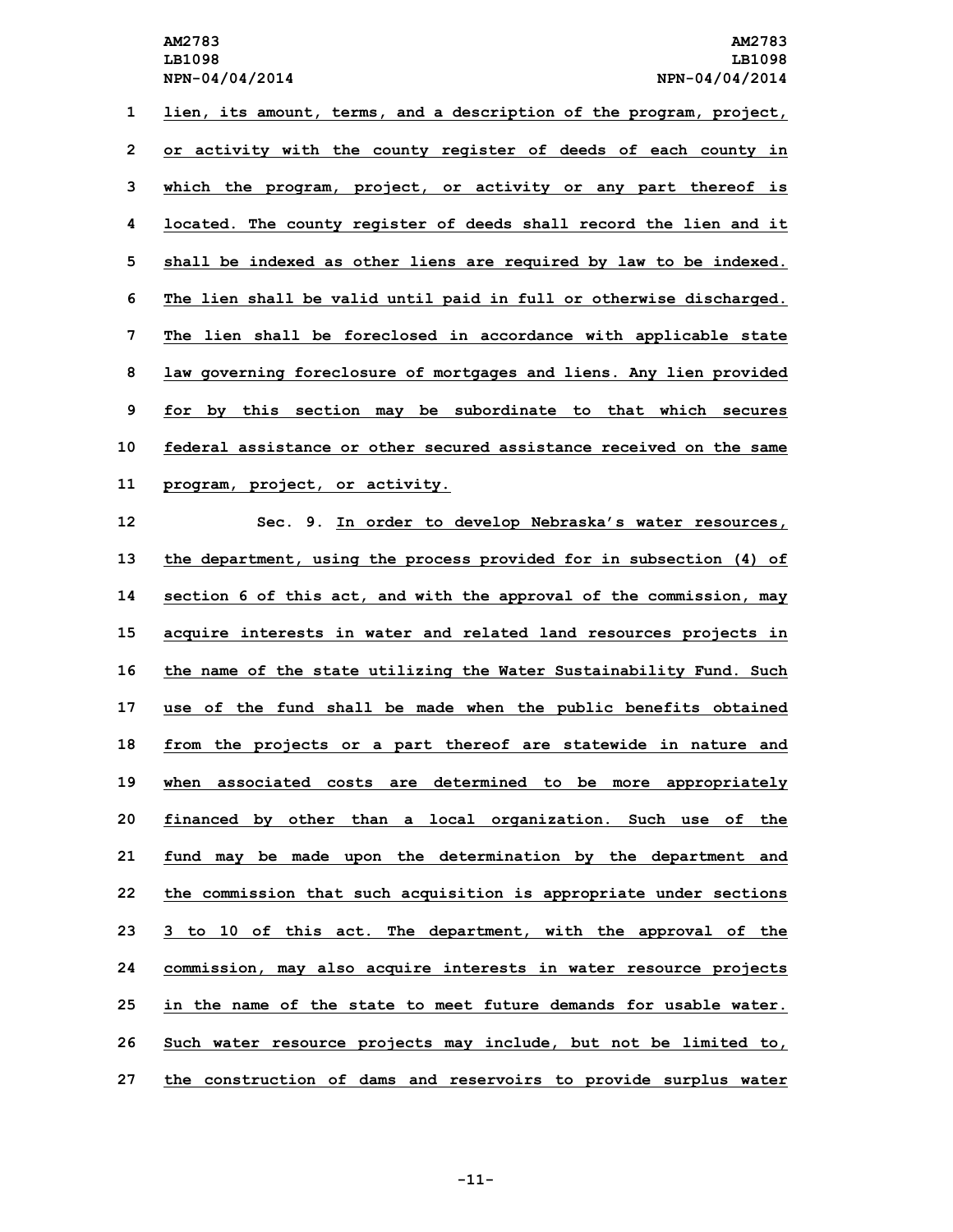lien, its amount, terms, and a description of the program, project, or activity with the county register of deeds of each county in which the program, project, or activity or any part thereof is located. The county register of deeds shall record the lien and it shall be indexed as other liens are required by law to be indexed. The lien shall be valid until paid in full or otherwise discharged. The lien shall be foreclosed in accordance with applicable state law governing foreclosure of mortgages and liens. Any lien provided for by this section may be subordinate to that which secures federal assistance or other secured assistance received on the same program, project, or activity.

Sec. 9. In order to develop Nebraska's water resources, the department, using the process provided for in subsection (4) of section 6 of this act, and with the approval of the commission, may acquire interests in water and related land resources projects in the name of the state utilizing the Water Sustainability Fund. Such use of the fund shall be made when the public benefits obtained from the projects or a part thereof are statewide in nature and when associated costs are determined to be more appropriately financed by other than a local organization. Such use of the fund may be made upon the determination by the department and the commission that such acquisition is appropriate under sections 3 to 10 of this act. The department, with the approval of the commission, may also acquire interests in water resource projects in the name of the state to meet future demands for usable water. Such water resource projects may include, but not be limited to, the construction of dams and reservoirs to provide surplus water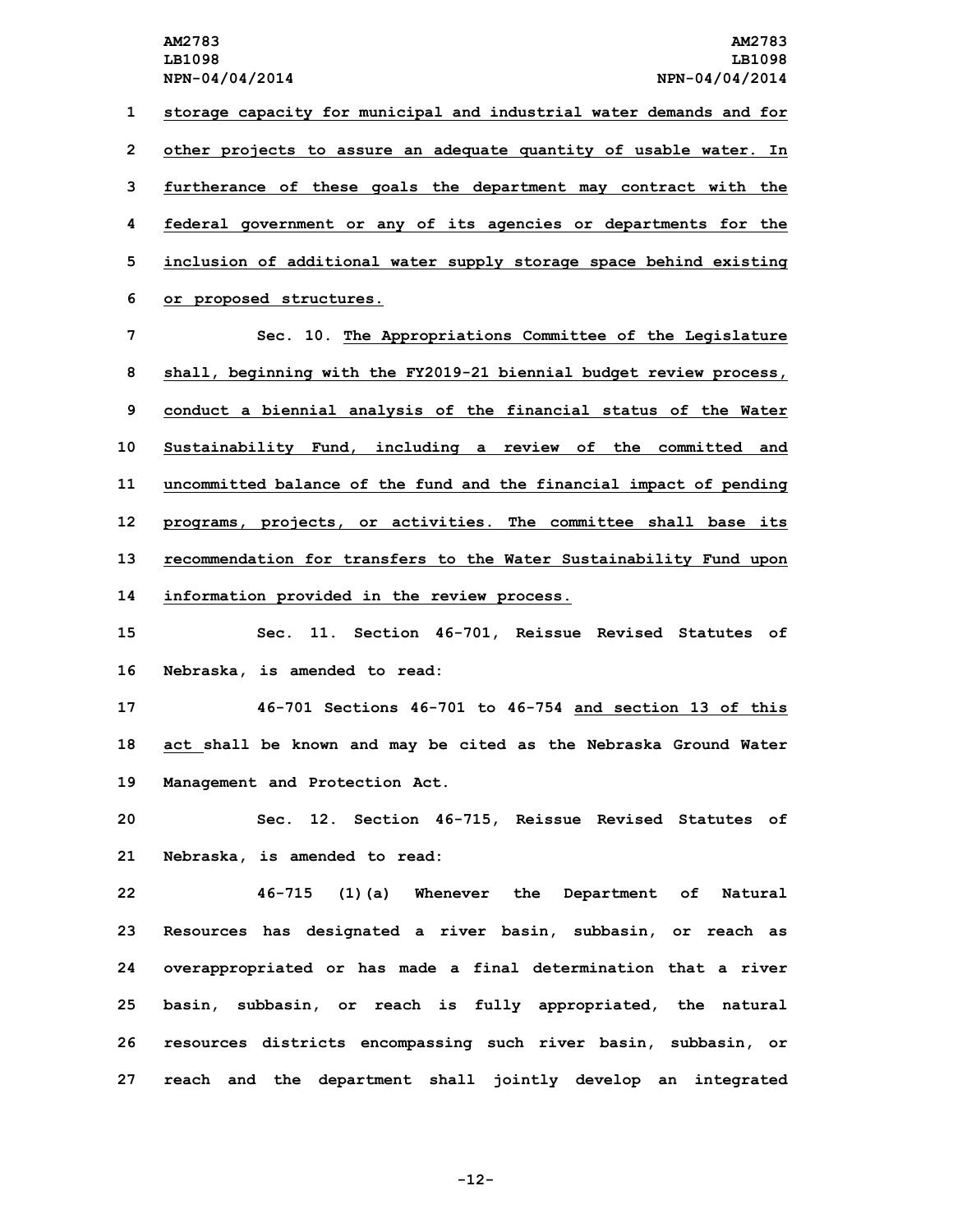storage capacity for municipal and industrial water demands and for other projects to assure an adequate quantity of usable water. In furtherance of these goals the department may contract with the federal government or any of its agencies or departments for the inclusion of additional water supply storage space behind existing or proposed structures.

Sec. 10. The Appropriations Committee of the Legislature shall, beginning with the FY2019-21 biennial budget review process, conduct a biennial analysis of the financial status of the Water Sustainability Fund, including a review of the committed and uncommitted balance of the fund and the financial impact of pending programs, projects, or activities. The committee shall base its recommendation for transfers to the Water Sustainability Fund upon information provided in the review process.

Sec. 11. Section 46-701, Reissue Revised Statutes of Nebraska, is amended to read:

46-701 Sections 46-701 to 46-754 and section 13 of this act shall be known and may be cited as the Nebraska Ground Water Management and Protection Act.

Sec. 12. Section 46-715, Reissue Revised Statutes of Nebraska, is amended to read:

46-715 (1)(a) Whenever the Department of Natural Resources has designated a river basin, subbasin, or reach as overappropriated or has made a final determination that a river basin, subbasin, or reach is fully appropriated, the natural resources districts encompassing such river basin, subbasin, or reach and the department shall jointly develop an integrated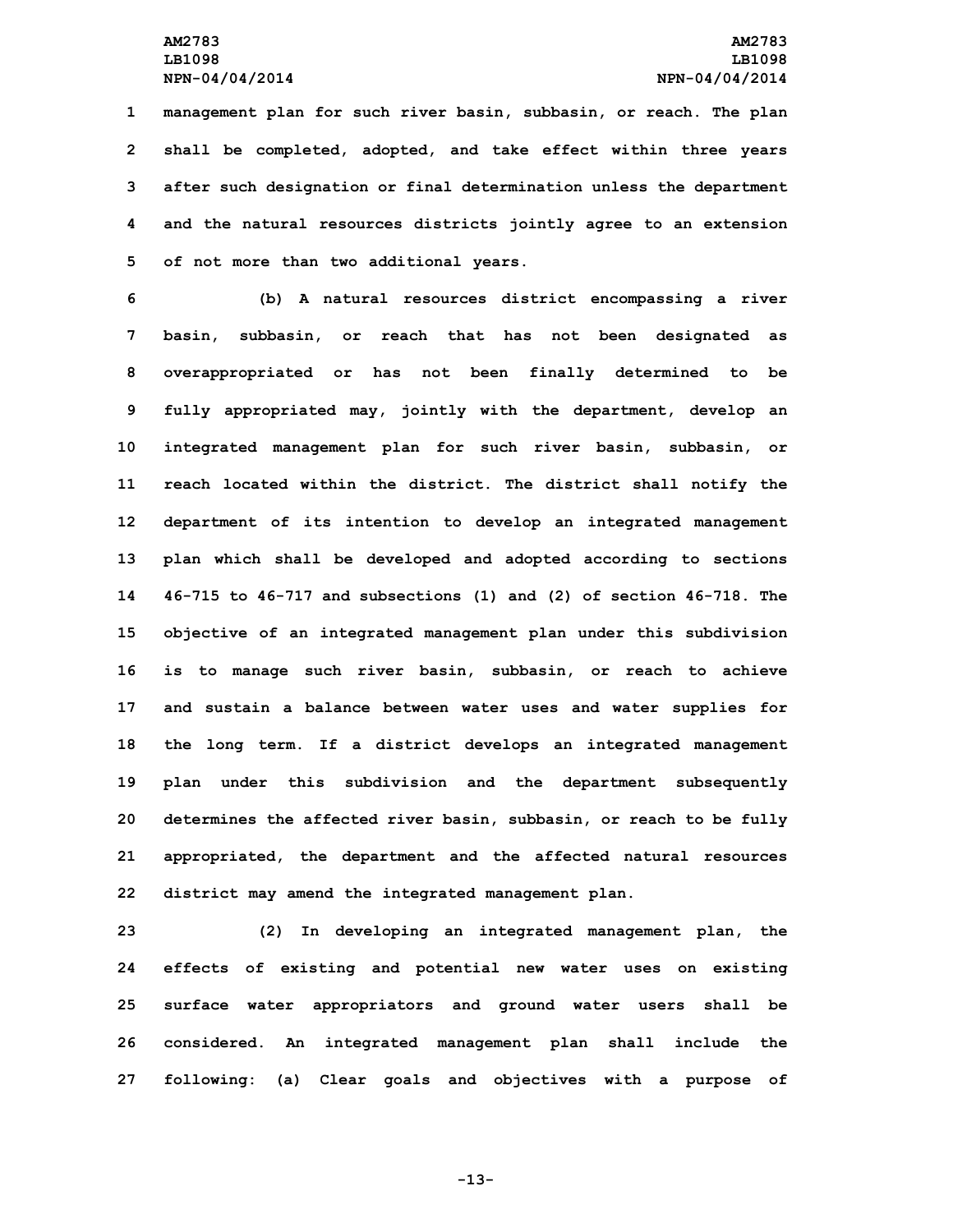management plan for such river basin, subbasin, or reach. The plan shall be completed, adopted, and take effect within three years after such designation or final determination unless the department and the natural resources districts jointly agree to an extension of not more than two additional years.

(b) A natural resources district encompassing a river basin, subbasin, or reach that has not been designated as overappropriated or has not been finally determined to be fully appropriated may, jointly with the department, develop an integrated management plan for such river basin, subbasin, or reach located within the district. The district shall notify the department of its intention to develop an integrated management plan which shall be developed and adopted according to sections 46-715 to 46-717 and subsections (1) and (2) of section 46-718. The objective of an integrated management plan under this subdivision is to manage such river basin, subbasin, or reach to achieve and sustain a balance between water uses and water supplies for the long term. If a district develops an integrated management plan under this subdivision and the department subsequently determines the affected river basin, subbasin, or reach to be fully appropriated, the department and the affected natural resources district may amend the integrated management plan.

(2) In developing an integrated management plan, the effects of existing and potential new water uses on existing surface water appropriators and ground water users shall be considered. An integrated management plan shall include the following: (a) Clear goals and objectives with a purpose of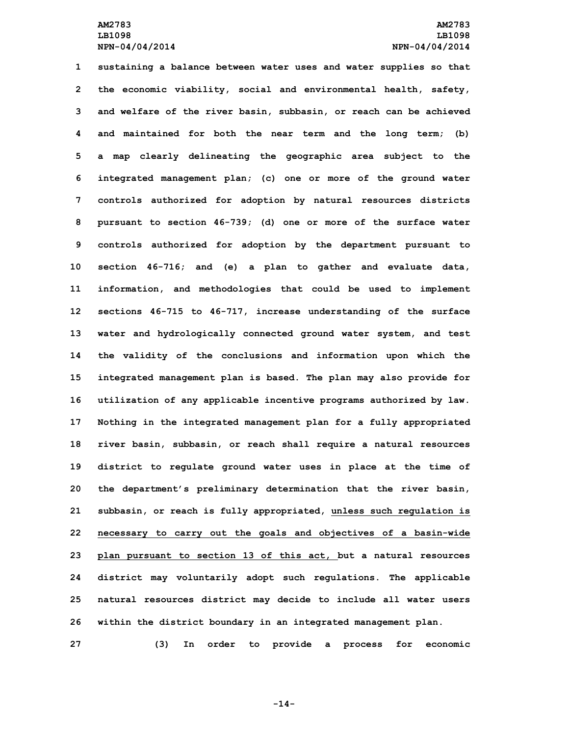sustaining a balance between water uses and water supplies so that the economic viability, social and environmental health, safety, and welfare of the river basin, subbasin, or reach can be achieved and maintained for both the near term and the long term; (b) a map clearly delineating the geographic area subject to the integrated management plan; (c) one or more of the ground water controls authorized for adoption by natural resources districts pursuant to section 46-739; (d) one or more of the surface water controls authorized for adoption by the department pursuant to section 46-716; and (e) a plan to gather and evaluate data, information, and methodologies that could be used to implement sections 46-715 to 46-717, increase understanding of the surface water and hydrologically connected ground water system, and test the validity of the conclusions and information upon which the integrated management plan is based. The plan may also provide for utilization of any applicable incentive programs authorized by law. Nothing in the integrated management plan for a fully appropriated river basin, subbasin, or reach shall require a natural resources district to regulate ground water uses in place at the time of the department's preliminary determination that the river basin, subbasin, or reach is fully appropriated, <u>unless such regulation is necessary to carry out the goals and objectives of a basin-wide plan pursuant to section 13 of this act,</u> but a natural resources district may voluntarily adopt such regulations. The applicable natural resources district may decide to include all water users within the district boundary in an integrated management plan.

(3) In order to provide a process for economic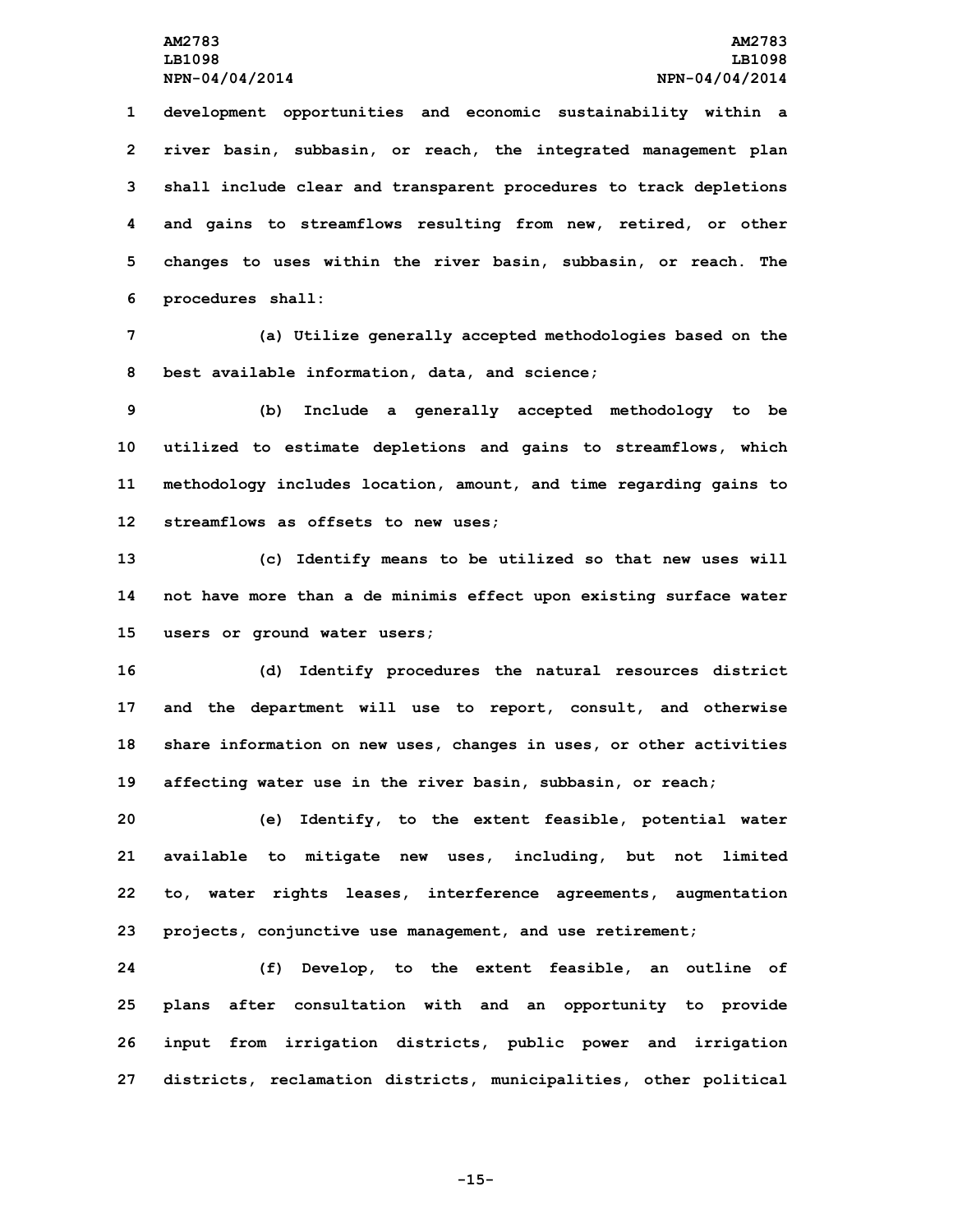development opportunities and economic sustainability within a river basin, subbasin, or reach, the integrated management plan shall include clear and transparent procedures to track depletions and gains to streamflows resulting from new, retired, or other changes to uses within the river basin, subbasin, or reach. The procedures shall:

(a) Utilize generally accepted methodologies based on the best available information, data, and science;

(b) Include a generally accepted methodology to be utilized to estimate depletions and gains to streamflows, which methodology includes location, amount, and time regarding gains to streamflows as offsets to new uses;

(c) Identify means to be utilized so that new uses will not have more than a de minimis effect upon existing surface water users or ground water users;

(d) Identify procedures the natural resources district and the department will use to report, consult, and otherwise share information on new uses, changes in uses, or other activities affecting water use in the river basin, subbasin, or reach;

(e) Identify, to the extent feasible, potential water available to mitigate new uses, including, but not limited to, water rights leases, interference agreements, augmentation projects, conjunctive use management, and use retirement;

(f) Develop, to the extent feasible, an outline of plans after consultation with and an opportunity to provide input from irrigation districts, public power and irrigation districts, reclamation districts, municipalities, other political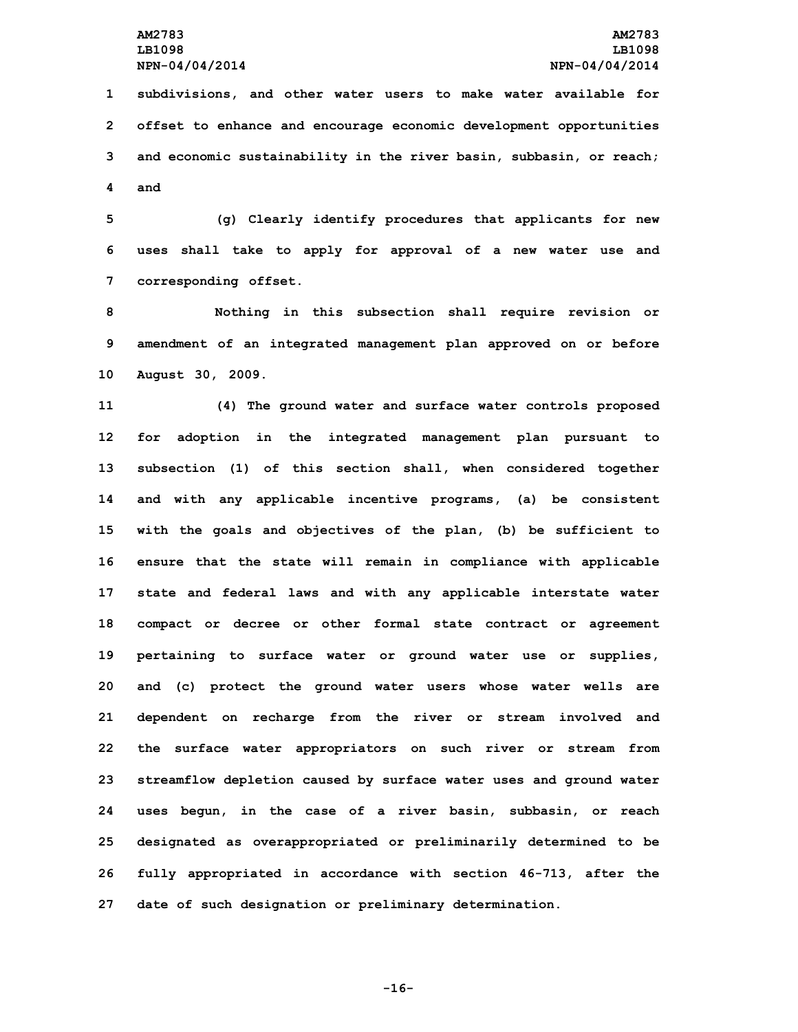subdivisions, and other water users to make water available for offset to enhance and encourage economic development opportunities and economic sustainability in the river basin, subbasin, or reach; and

(g) Clearly identify procedures that applicants for new uses shall take to apply for approval of a new water use and corresponding offset.

Nothing in this subsection shall require revision or amendment of an integrated management plan approved on or before August 30, 2009.

(4) The ground water and surface water controls proposed for adoption in the integrated management plan pursuant to subsection (1) of this section shall, when considered together and with any applicable incentive programs, (a) be consistent with the goals and objectives of the plan, (b) be sufficient to ensure that the state will remain in compliance with applicable state and federal laws and with any applicable interstate water compact or decree or other formal state contract or agreement pertaining to surface water or ground water use or supplies, and (c) protect the ground water users whose water wells are dependent on recharge from the river or stream involved and the surface water appropriators on such river or stream from streamflow depletion caused by surface water uses and ground water uses begun, in the case of a river basin, subbasin, or reach designated as overappropriated or preliminarily determined to be fully appropriated in accordance with section 46-713, after the date of such designation or preliminary determination.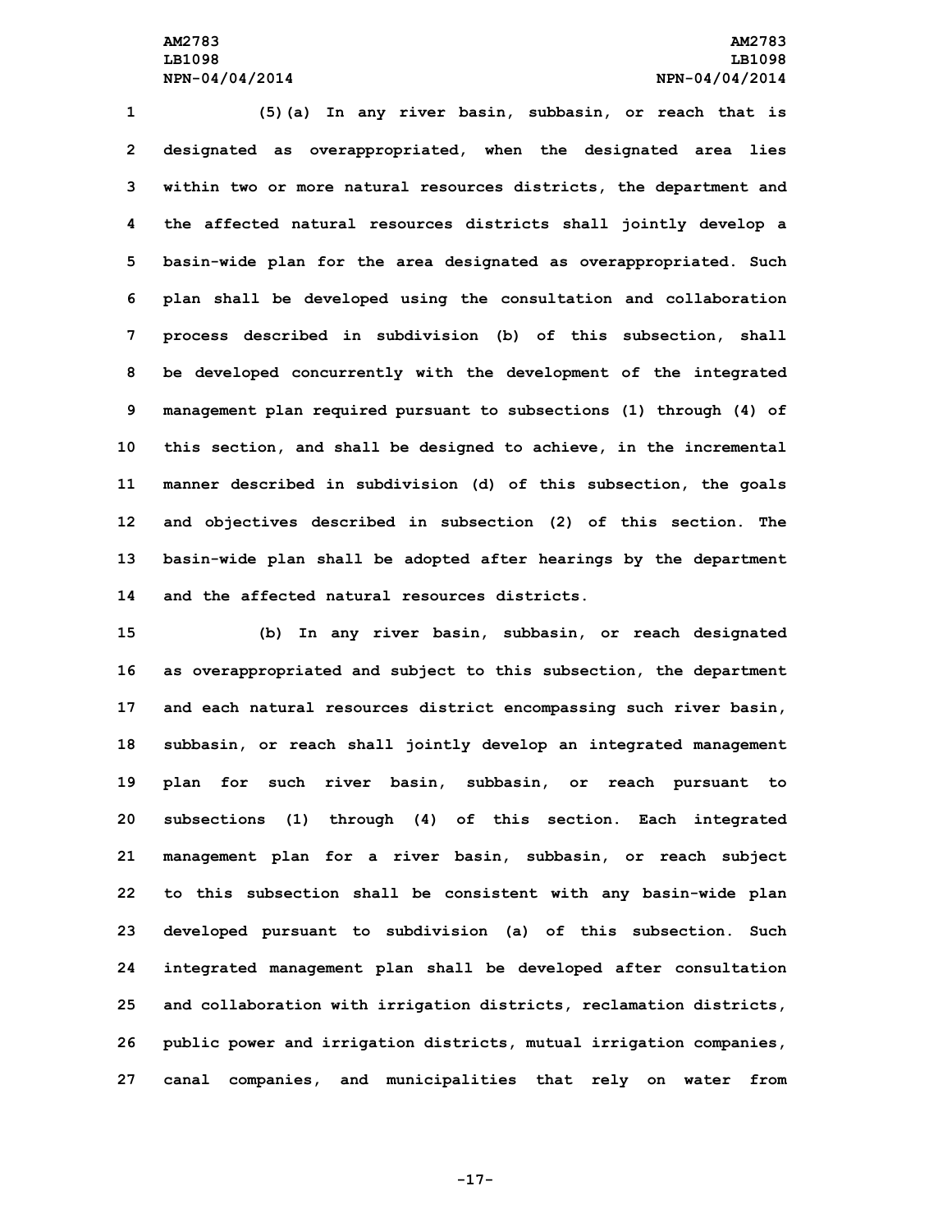(5)(a) In any river basin, subbasin, or reach that is designated as overappropriated, when the designated area lies within two or more natural resources districts, the department and the affected natural resources districts shall jointly develop a basin-wide plan for the area designated as overappropriated. Such plan shall be developed using the consultation and collaboration process described in subdivision (b) of this subsection, shall be developed concurrently with the development of the integrated management plan required pursuant to subsections (1) through (4) of this section, and shall be designed to achieve, in the incremental manner described in subdivision (d) of this subsection, the goals and objectives described in subsection (2) of this section. The basin-wide plan shall be adopted after hearings by the department and the affected natural resources districts.

(b) In any river basin, subbasin, or reach designated as overappropriated and subject to this subsection, the department and each natural resources district encompassing such river basin, subbasin, or reach shall jointly develop an integrated management plan for such river basin, subbasin, or reach pursuant to subsections (1) through (4) of this section. Each integrated management plan for a river basin, subbasin, or reach subject to this subsection shall be consistent with any basin-wide plan developed pursuant to subdivision (a) of this subsection. Such integrated management plan shall be developed after consultation and collaboration with irrigation districts, reclamation districts, public power and irrigation districts, mutual irrigation companies, canal companies, and municipalities that rely on water from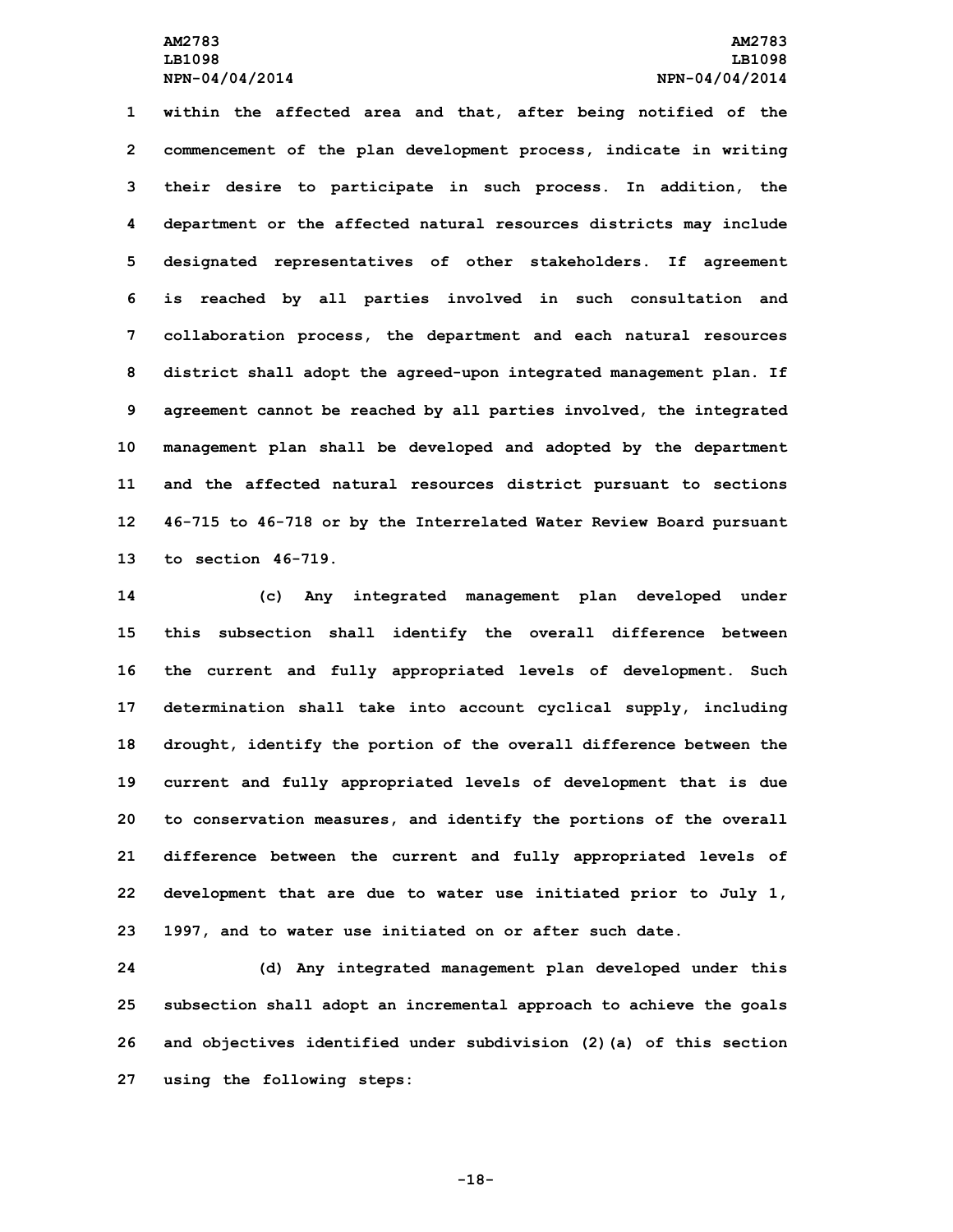within the affected area and that, after being notified of the commencement of the plan development process, indicate in writing their desire to participate in such process. In addition, the department or the affected natural resources districts may include designated representatives of other stakeholders. If agreement is reached by all parties involved in such consultation and collaboration process, the department and each natural resources district shall adopt the agreed-upon integrated management plan. If agreement cannot be reached by all parties involved, the integrated management plan shall be developed and adopted by the department and the affected natural resources district pursuant to sections 46-715 to 46-718 or by the Interrelated Water Review Board pursuant to section 46-719.

(c) Any integrated management plan developed under this subsection shall identify the overall difference between the current and fully appropriated levels of development. Such determination shall take into account cyclical supply, including drought, identify the portion of the overall difference between the current and fully appropriated levels of development that is due to conservation measures, and identify the portions of the overall difference between the current and fully appropriated levels of development that are due to water use initiated prior to July 1, 1997, and to water use initiated on or after such date.

(d) Any integrated management plan developed under this subsection shall adopt an incremental approach to achieve the goals and objectives identified under subdivision (2)(a) of this section using the following steps: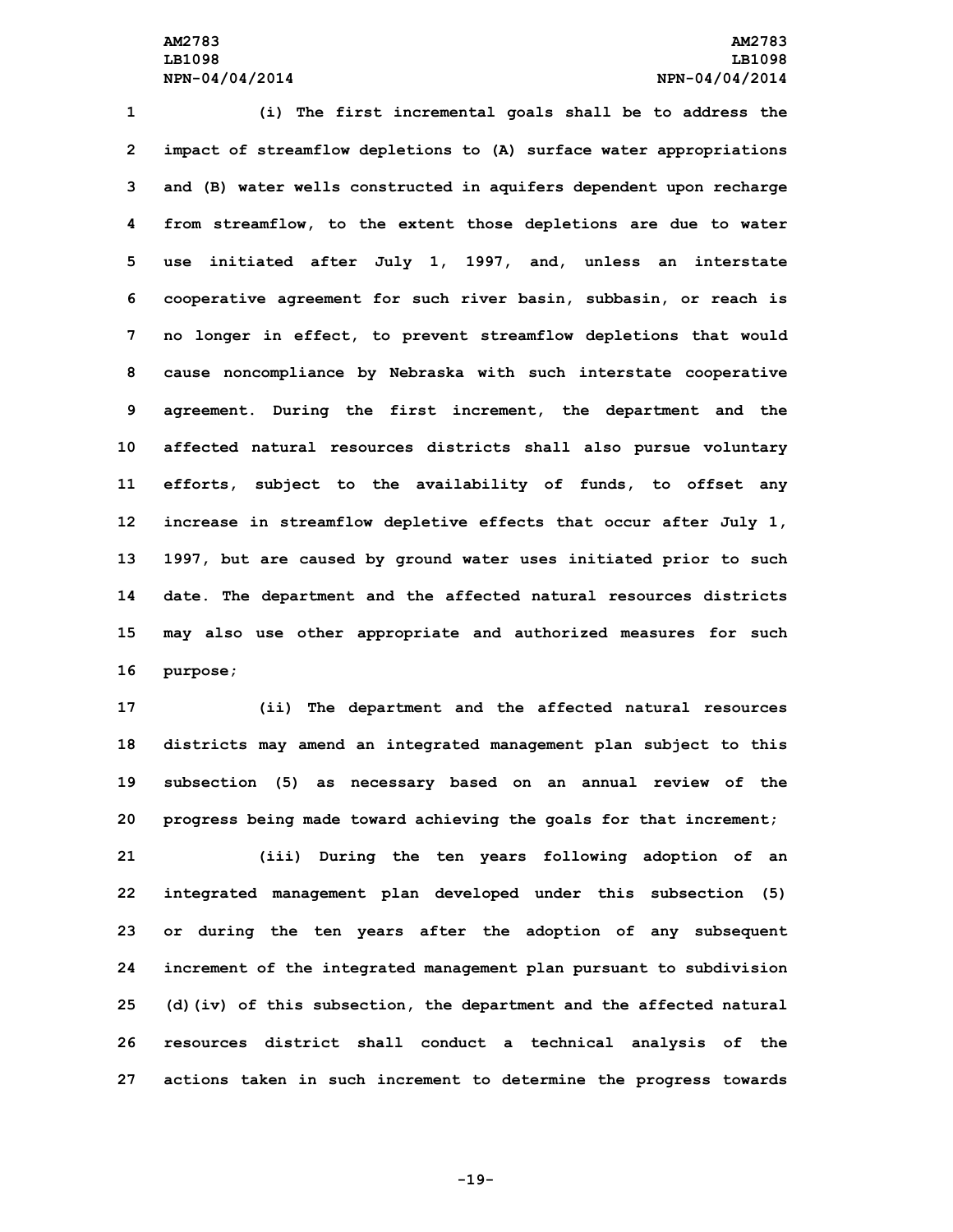(i) The first incremental goals shall be to address the impact of streamflow depletions to (A) surface water appropriations and (B) water wells constructed in aquifers dependent upon recharge from streamflow, to the extent those depletions are due to water use initiated after July 1, 1997, and, unless an interstate cooperative agreement for such river basin, subbasin, or reach is no longer in effect, to prevent streamflow depletions that would cause noncompliance by Nebraska with such interstate cooperative agreement. During the first increment, the department and the affected natural resources districts shall also pursue voluntary efforts, subject to the availability of funds, to offset any increase in streamflow depletive effects that occur after July 1, 1997, but are caused by ground water uses initiated prior to such date. The department and the affected natural resources districts may also use other appropriate and authorized measures for such purpose;

(ii) The department and the affected natural resources districts may amend an integrated management plan subject to this subsection (5) as necessary based on an annual review of the progress being made toward achieving the goals for that increment;

(iii) During the ten years following adoption of an integrated management plan developed under this subsection (5) or during the ten years after the adoption of any subsequent increment of the integrated management plan pursuant to subdivision (d)(iv) of this subsection, the department and the affected natural resources district shall conduct a technical analysis of the actions taken in such increment to determine the progress towards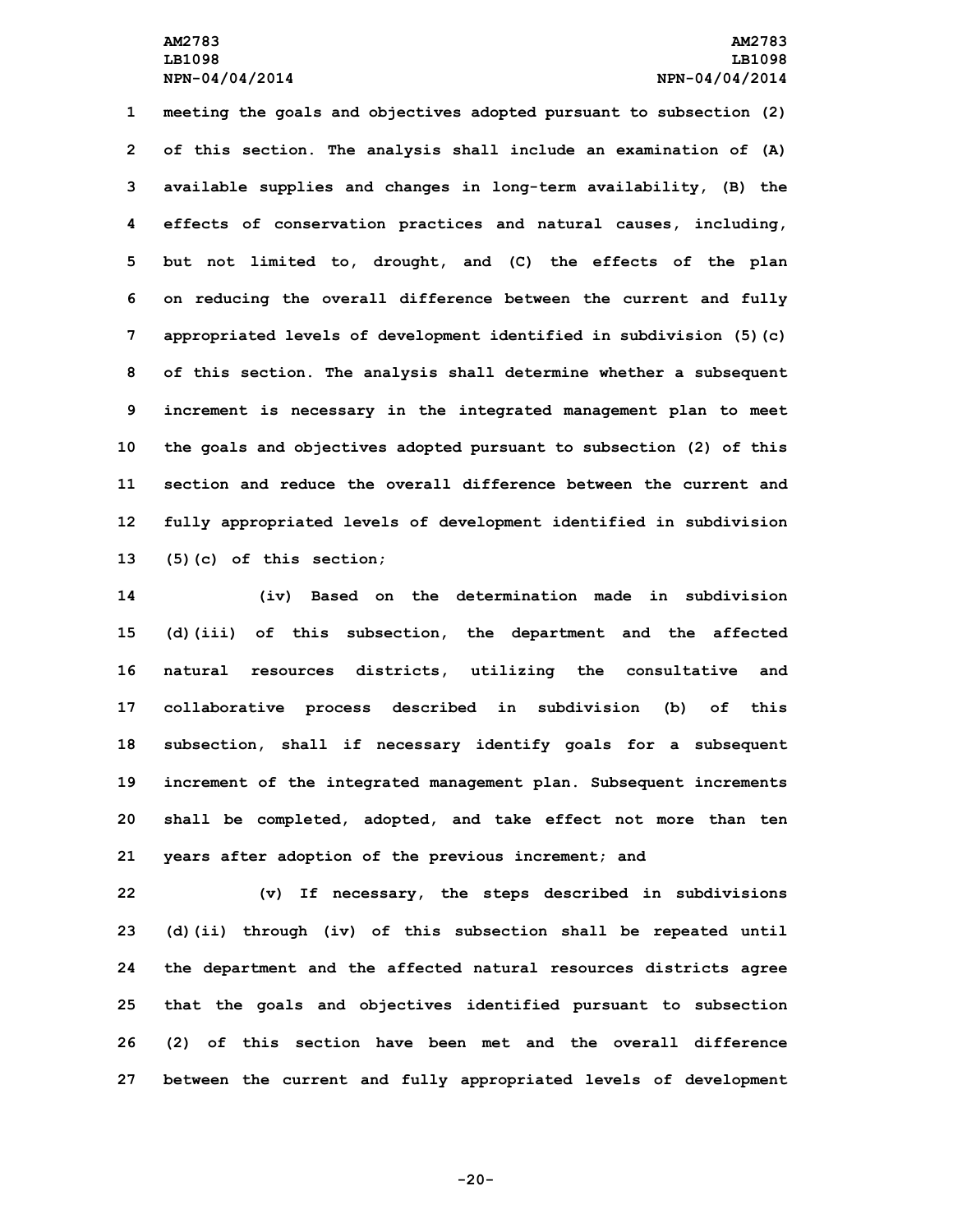meeting the goals and objectives adopted pursuant to subsection (2) of this section. The analysis shall include an examination of (A) available supplies and changes in long-term availability, (B) the effects of conservation practices and natural causes, including, but not limited to, drought, and (C) the effects of the plan on reducing the overall difference between the current and fully appropriated levels of development identified in subdivision (5)(c) of this section. The analysis shall determine whether a subsequent increment is necessary in the integrated management plan to meet the goals and objectives adopted pursuant to subsection (2) of this section and reduce the overall difference between the current and fully appropriated levels of development identified in subdivision (5)(c) of this section;

(iv) Based on the determination made in subdivision (d)(iii) of this subsection, the department and the affected natural resources districts, utilizing the consultative and collaborative process described in subdivision (b) of this subsection, shall if necessary identify goals for a subsequent increment of the integrated management plan. Subsequent increments shall be completed, adopted, and take effect not more than ten years after adoption of the previous increment; and

(v) If necessary, the steps described in subdivisions (d)(ii) through (iv) of this subsection shall be repeated until the department and the affected natural resources districts agree that the goals and objectives identified pursuant to subsection (2) of this section have been met and the overall difference between the current and fully appropriated levels of development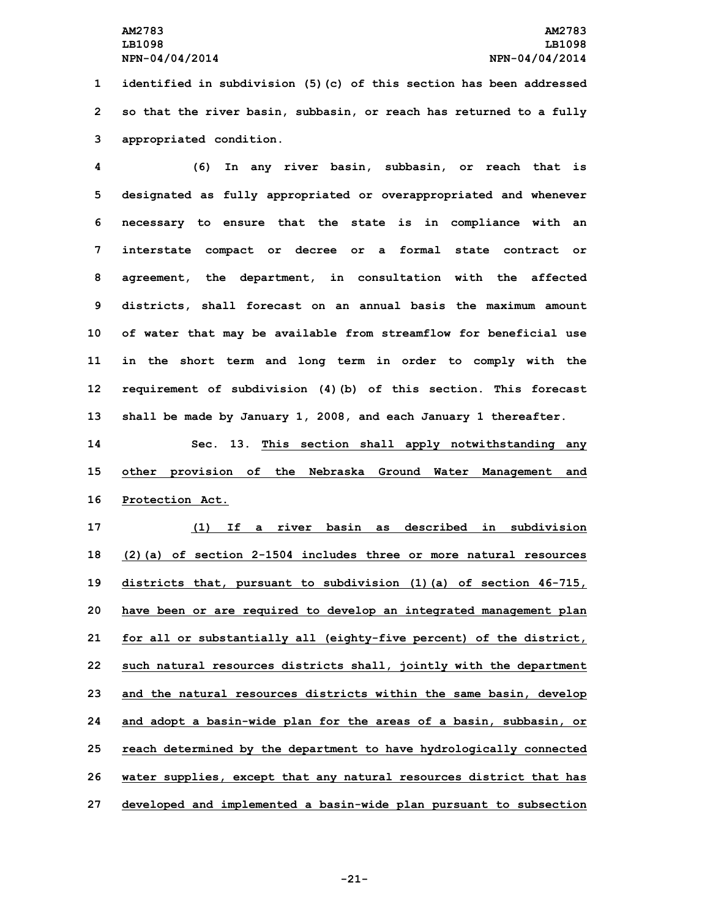identified in subdivision (5)(c) of this section has been addressed so that the river basin, subbasin, or reach has returned to a fully appropriated condition.

(6) In any river basin, subbasin, or reach that is designated as fully appropriated or overappropriated and whenever necessary to ensure that the state is in compliance with an interstate compact or decree or a formal state contract or agreement, the department, in consultation with the affected districts, shall forecast on an annual basis the maximum amount of water that may be available from streamflow for beneficial use in the short term and long term in order to comply with the requirement of subdivision (4)(b) of this section. This forecast shall be made by January 1, 2008, and each January 1 thereafter.

Sec. 13. This section shall apply notwithstanding any other provision of the Nebraska Ground Water Management and Protection Act.

(1) If a river basin as described in subdivision (2)(a) of section 2-1504 includes three or more natural resources districts that, pursuant to subdivision (1)(a) of section 46-715, have been or are required to develop an integrated management plan for all or substantially all (eighty-five percent) of the district, such natural resources districts shall, jointly with the department and the natural resources districts within the same basin, develop and adopt a basin-wide plan for the areas of a basin, subbasin, or reach determined by the department to have hydrologically connected water supplies, except that any natural resources district that has developed and implemented a basin-wide plan pursuant to subsection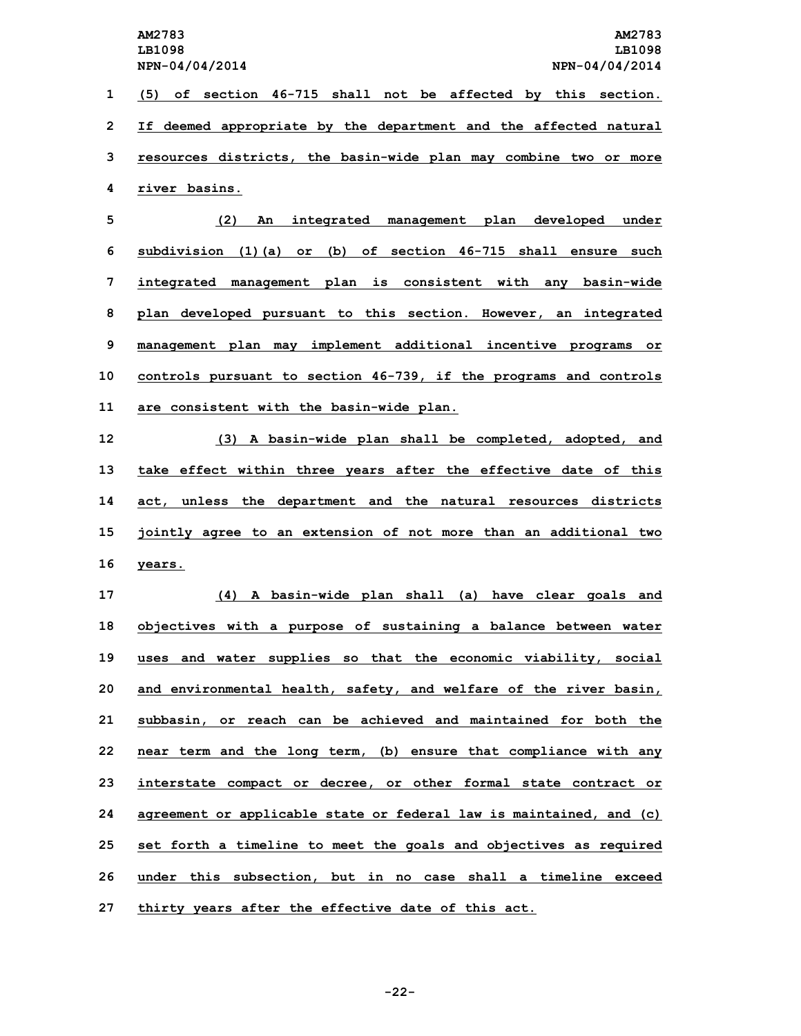(5) of section 46-715 shall not be affected by this section. If deemed appropriate by the department and the affected natural resources districts, the basin-wide plan may combine two or more river basins.

(2) An integrated management plan developed under subdivision (1)(a) or (b) of section 46-715 shall ensure such integrated management plan is consistent with any basin-wide plan developed pursuant to this section. However, an integrated management plan may implement additional incentive programs or controls pursuant to section 46-739, if the programs and controls are consistent with the basin-wide plan.

(3) A basin-wide plan shall be completed, adopted, and take effect within three years after the effective date of this act, unless the department and the natural resources districts jointly agree to an extension of not more than an additional two years.

(4) A basin-wide plan shall (a) have clear goals and objectives with a purpose of sustaining a balance between water uses and water supplies so that the economic viability, social and environmental health, safety, and welfare of the river basin, subbasin, or reach can be achieved and maintained for both the near term and the long term, (b) ensure that compliance with any interstate compact or decree, or other formal state contract or agreement or applicable state or federal law is maintained, and (c) set forth a timeline to meet the goals and objectives as required under this subsection, but in no case shall a timeline exceed thirty years after the effective date of this act.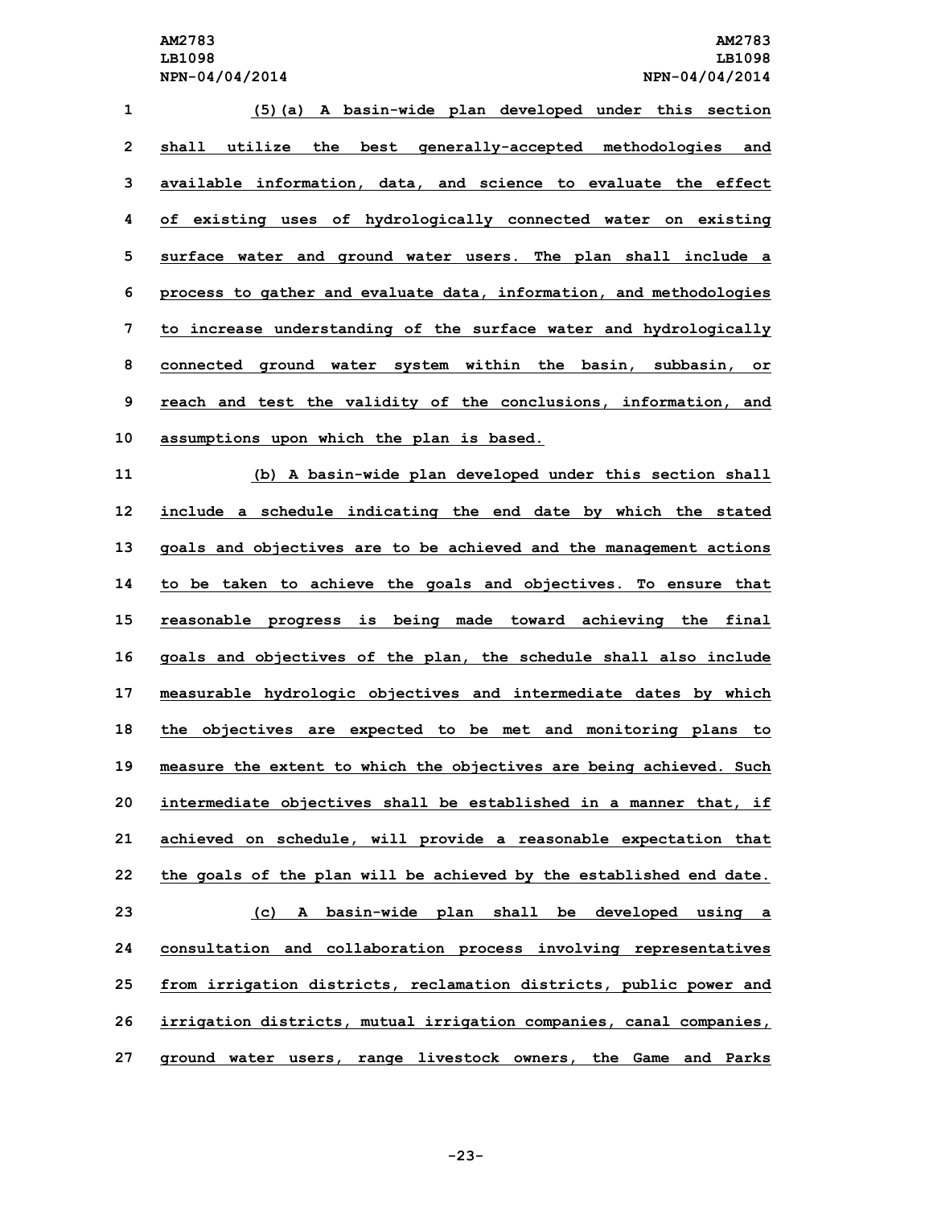(5)(a) A basin-wide plan developed under this section shall utilize the best generally-accepted methodologies and available information, data, and science to evaluate the effect of existing uses of hydrologically connected water on existing surface water and ground water users. The plan shall include a process to gather and evaluate data, information, and methodologies to increase understanding of the surface water and hydrologically connected ground water system within the basin, subbasin, or reach and test the validity of the conclusions, information, and assumptions upon which the plan is based.

(b) A basin-wide plan developed under this section shall include a schedule indicating the end date by which the stated goals and objectives are to be achieved and the management actions to be taken to achieve the goals and objectives. To ensure that reasonable progress is being made toward achieving the final goals and objectives of the plan, the schedule shall also include measurable hydrologic objectives and intermediate dates by which the objectives are expected to be met and monitoring plans to measure the extent to which the objectives are being achieved. Such intermediate objectives shall be established in a manner that, if achieved on schedule, will provide a reasonable expectation that the goals of the plan will be achieved by the established end date.

(c) A basin-wide plan shall be developed using a consultation and collaboration process involving representatives from irrigation districts, reclamation districts, public power and irrigation districts, mutual irrigation companies, canal companies, ground water users, range livestock owners, the Game and Parks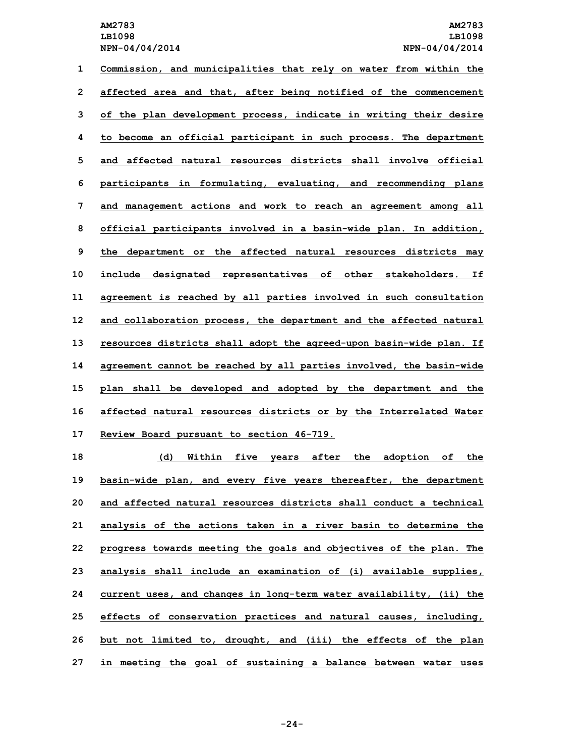Commission, and municipalities that rely on water from within the affected area and that, after being notified of the commencement of the plan development process, indicate in writing their desire to become an official participant in such process. The department and affected natural resources districts shall involve official participants in formulating, evaluating, and recommending plans and management actions and work to reach an agreement among all official participants involved in a basin-wide plan. In addition, the department or the affected natural resources districts may include designated representatives of other stakeholders. If agreement is reached by all parties involved in such consultation and collaboration process, the department and the affected natural resources districts shall adopt the agreed-upon basin-wide plan. If agreement cannot be reached by all parties involved, the basin-wide plan shall be developed and adopted by the department and the affected natural resources districts or by the Interrelated Water Review Board pursuant to section 46-719.

(d) Within five years after the adoption of the basin-wide plan, and every five years thereafter, the department and affected natural resources districts shall conduct a technical analysis of the actions taken in a river basin to determine the progress towards meeting the goals and objectives of the plan. The analysis shall include an examination of (i) available supplies, current uses, and changes in long-term water availability, (ii) the effects of conservation practices and natural causes, including, but not limited to, drought, and (iii) the effects of the plan in meeting the goal of sustaining a balance between water uses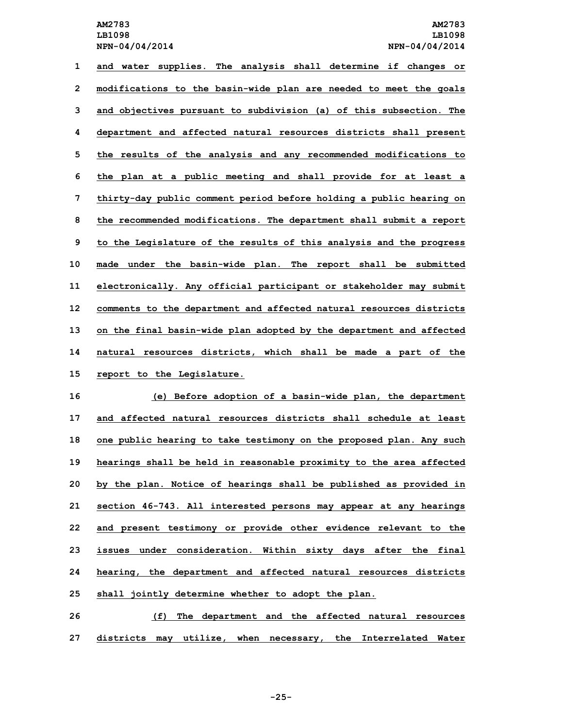and water supplies. The analysis shall determine if changes or modifications to the basin-wide plan are needed to meet the goals and objectives pursuant to subdivision (a) of this subsection. The department and affected natural resources districts shall present the results of the analysis and any recommended modifications to the plan at a public meeting and shall provide for at least a thirty-day public comment period before holding a public hearing on the recommended modifications. The department shall submit a report to the Legislature of the results of this analysis and the progress made under the basin-wide plan. The report shall be submitted electronically. Any official participant or stakeholder may submit comments to the department and affected natural resources districts on the final basin-wide plan adopted by the department and affected natural resources districts, which shall be made a part of the report to the Legislature.

(e) Before adoption of a basin-wide plan, the department and affected natural resources districts shall schedule at least one public hearing to take testimony on the proposed plan. Any such hearings shall be held in reasonable proximity to the area affected by the plan. Notice of hearings shall be published as provided in section 46-743. All interested persons may appear at any hearings and present testimony or provide other evidence relevant to the issues under consideration. Within sixty days after the final hearing, the department and affected natural resources districts shall jointly determine whether to adopt the plan.

(f) The department and the affected natural resources districts may utilize, when necessary, the Interrelated Water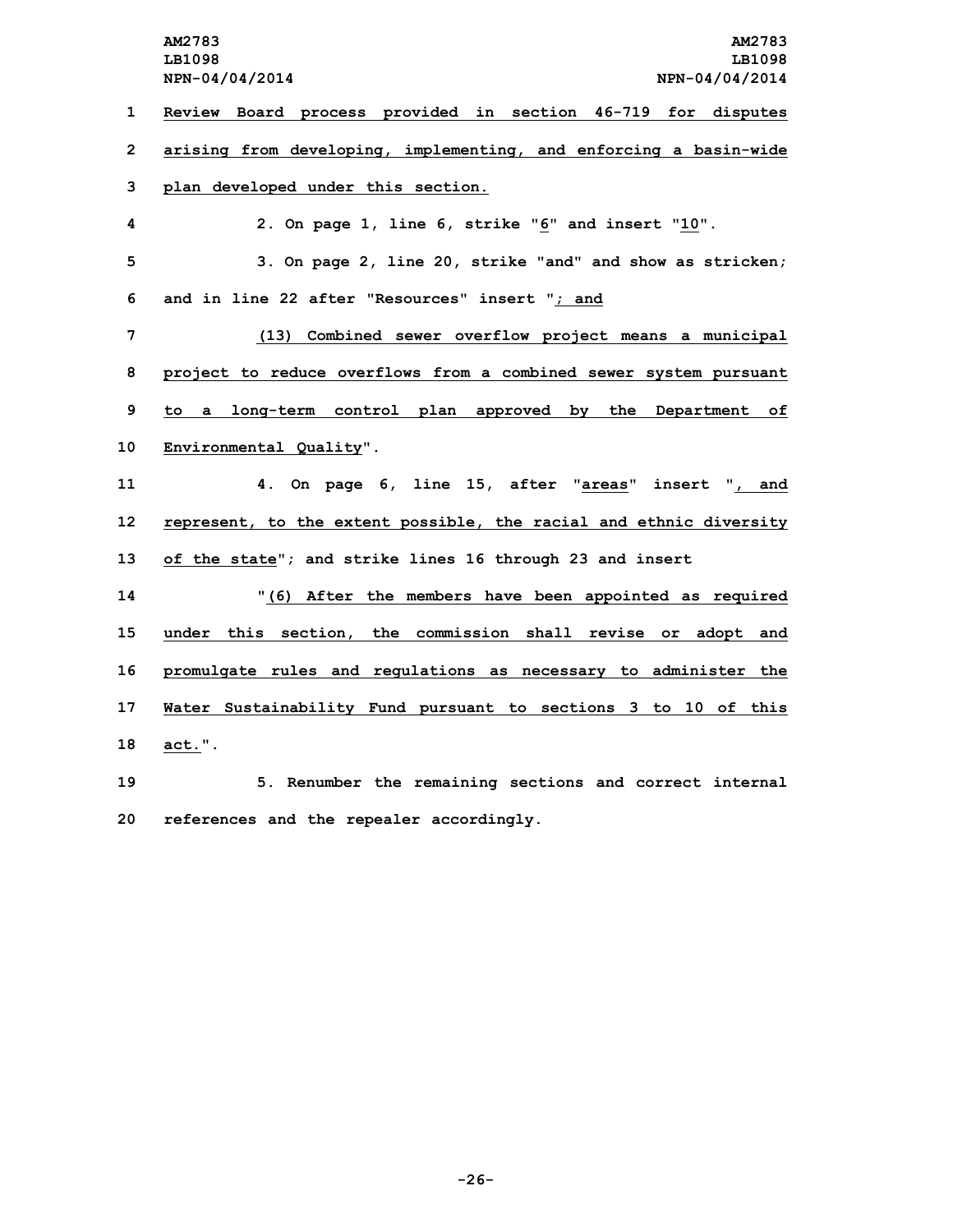Review Board process provided in section 46-719 for disputes arising from developing, implementing, and enforcing a basin-wide plan developed under this section.

2. On page 1, line 6, strike "6" and insert "10".

3. On page 2, line 20, strike "and" and show as stricken; and in line 22 after "Resources" insert "; and

(13) Combined sewer overflow project means a municipal project to reduce overflows from a combined sewer system pursuant to a long-term control plan approved by the Department of Environmental Quality".

4. On page 6, line 15, after "areas" insert ", and represent, to the extent possible, the racial and ethnic diversity of the state"; and strike lines 16 through 23 and insert

"(6) After the members have been appointed as required under this section, the commission shall revise or adopt and promulgate rules and regulations as necessary to administer the Water Sustainability Fund pursuant to sections 3 to 10 of this act.".

5. Renumber the remaining sections and correct internal references and the repealer accordingly.